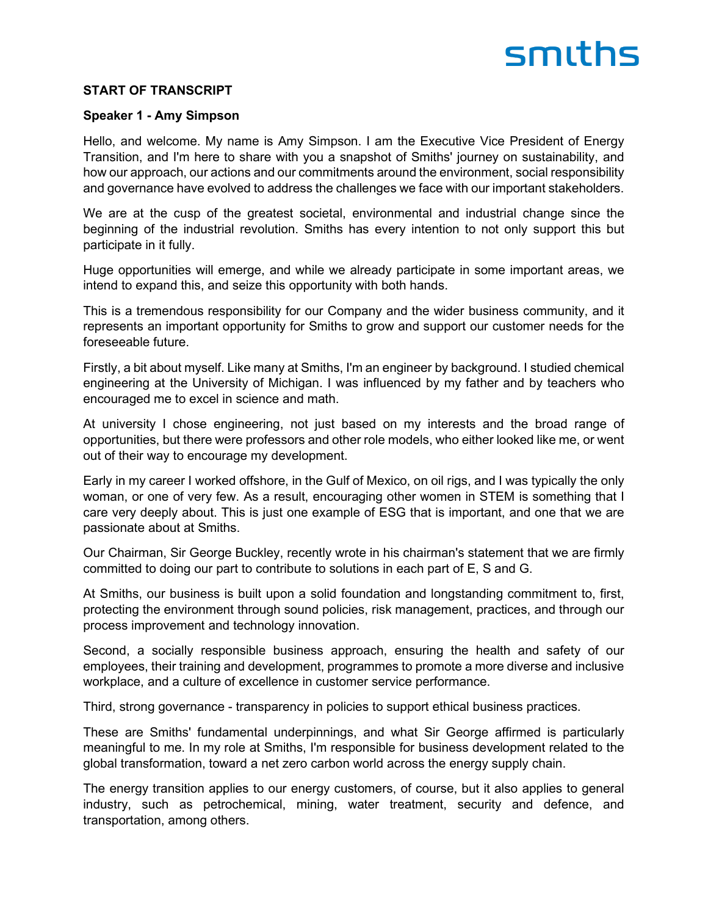**START OF TRANSCRIPT**

**Speaker 1 - Amy Simpson**

Hello, and welcome. My name is Amy Simpson. I am the Executive Vice President of Energy Transition, and I'm here to share with you a snapshot of Smiths' journey on sustainability, and how our approach, our actions and our commitments around the environment, social responsibility and governance have evolved to address the challenges we face with our important stakeholders.

We are at the cusp of the greatest societal, environmental and industrial change since the beginning of the industrial revolution. Smiths has every intention to not only support this but participate in it fully.

Huge opportunities will emerge, and while we already participate in some important areas, we intend to expand this, and seize this opportunity with both hands.

This is a tremendous responsibility for our Company and the wider business community, and it represents an important opportunity for Smiths to grow and support our customer needs for the foreseeable future.

Firstly, a bit about myself. Like many at Smiths, I'm an engineer by background. I studied chemical engineering at the University of Michigan. I was influenced by my father and by teachers who encouraged me to excel in science and math.

At university I chose engineering, not just based on my interests and the broad range of opportunities, but there were professors and other role models, who either looked like me, or went out of their way to encourage my development.

Early in my career I worked offshore, in the Gulf of Mexico, on oil rigs, and I was typically the only woman, or one of very few. As a result, encouraging other women in STEM is something that I care very deeply about. This is just one example of ESG that is important, and one that we are passionate about at Smiths.

Our Chairman, Sir George Buckley, recently wrote in his chairman's statement that we are firmly committed to doing our part to contribute to solutions in each part of E, S and G.

At Smiths, our business is built upon a solid foundation and longstanding commitment to, first, protecting the environment through sound policies, risk management, practices, and through our process improvement and technology innovation.

Second, a socially responsible business approach, ensuring the health and safety of our employees, their training and development, programmes to promote a more diverse and inclusive workplace, and a culture of excellence in customer service performance.

Third, strong governance - transparency in policies to support ethical business practices.

These are Smiths' fundamental underpinnings, and what Sir George affirmed is particularly meaningful to me. In my role at Smiths, I'm responsible for business development related to the global transformation, toward a net zero carbon world across the energy supply chain.

The energy transition applies to our energy customers, of course, but it also applies to general industry, such as petrochemical, mining, water treatment, security and defence, and transportation, among others.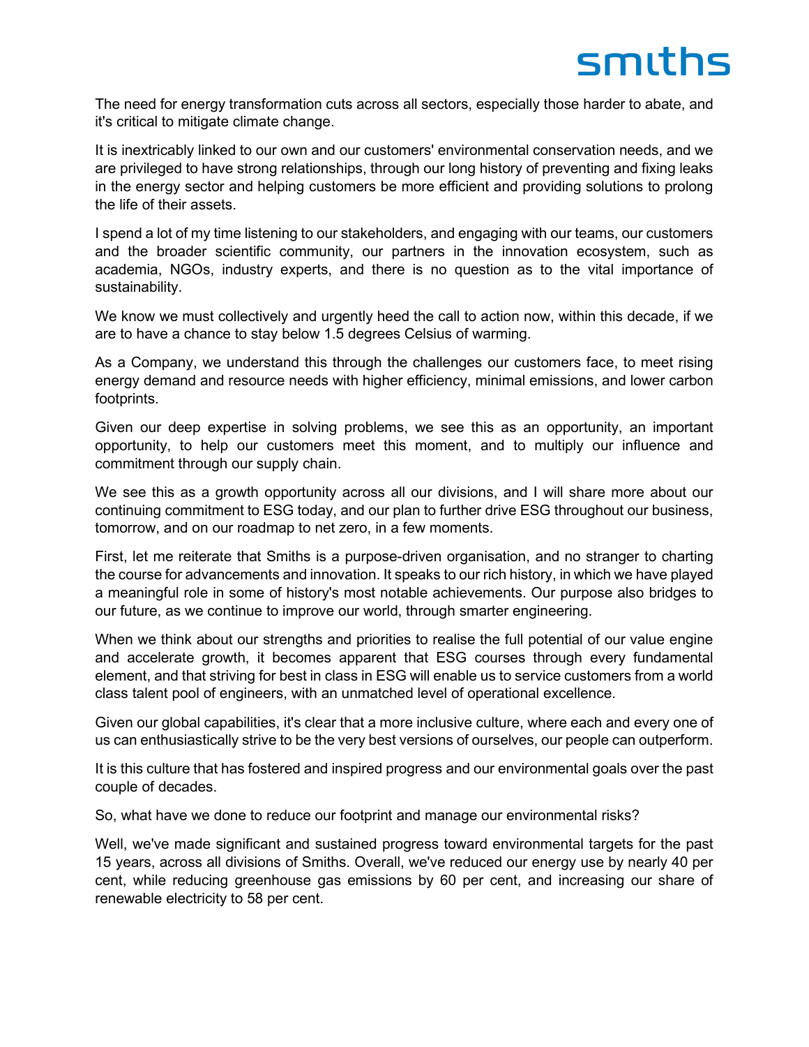The need for energy transformation cuts across all sectors, especially those harder to abate, and it's critical to mitigate climate change.

It is inextricably linked to our own and our customers' environmental conservation needs, and we are privileged to have strong relationships, through our long history of preventing and fixing leaks in the energy sector and helping customers be more efficient and providing solutions to prolong the life of their assets.

I spend a lot of my time listening to our stakeholders, and engaging with our teams, our customers and the broader scientific community, our partners in the innovation ecosystem, such as academia, NGOs, industry experts, and there is no question as to the vital importance of sustainability.

We know we must collectively and urgently heed the call to action now, within this decade, if we are to have a chance to stay below 1.5 degrees Celsius of warming.

As a Company, we understand this through the challenges our customers face, to meet rising energy demand and resource needs with higher efficiency, minimal emissions, and lower carbon footprints.

Given our deep expertise in solving problems, we see this as an opportunity, an important opportunity, to help our customers meet this moment, and to multiply our influence and commitment through our supply chain.

We see this as a growth opportunity across all our divisions, and I will share more about our continuing commitment to ESG today, and our plan to further drive ESG throughout our business, tomorrow, and on our roadmap to net zero, in a few moments.

First, let me reiterate that Smiths is a purpose-driven organisation, and no stranger to charting the course for advancements and innovation. It speaks to our rich history, in which we have played a meaningful role in some of history's most notable achievements. Our purpose also bridges to our future, as we continue to improve our world, through smarter engineering.

When we think about our strengths and priorities to realise the full potential of our value engine and accelerate growth, it becomes apparent that ESG courses through every fundamental element, and that striving for best in class in ESG will enable us to service customers from a world class talent pool of engineers, with an unmatched level of operational excellence.

Given our global capabilities, it's clear that a more inclusive culture, where each and every one of us can enthusiastically strive to be the very best versions of ourselves, our people can outperform.

It is this culture that has fostered and inspired progress and our environmental goals over the past couple of decades.

So, what have we done to reduce our footprint and manage our environmental risks?

Well, we've made significant and sustained progress toward environmental targets for the past 15 years, across all divisions of Smiths. Overall, we've reduced our energy use by nearly 40 per cent, while reducing greenhouse gas emissions by 60 per cent, and increasing our share of renewable electricity to 58 per cent.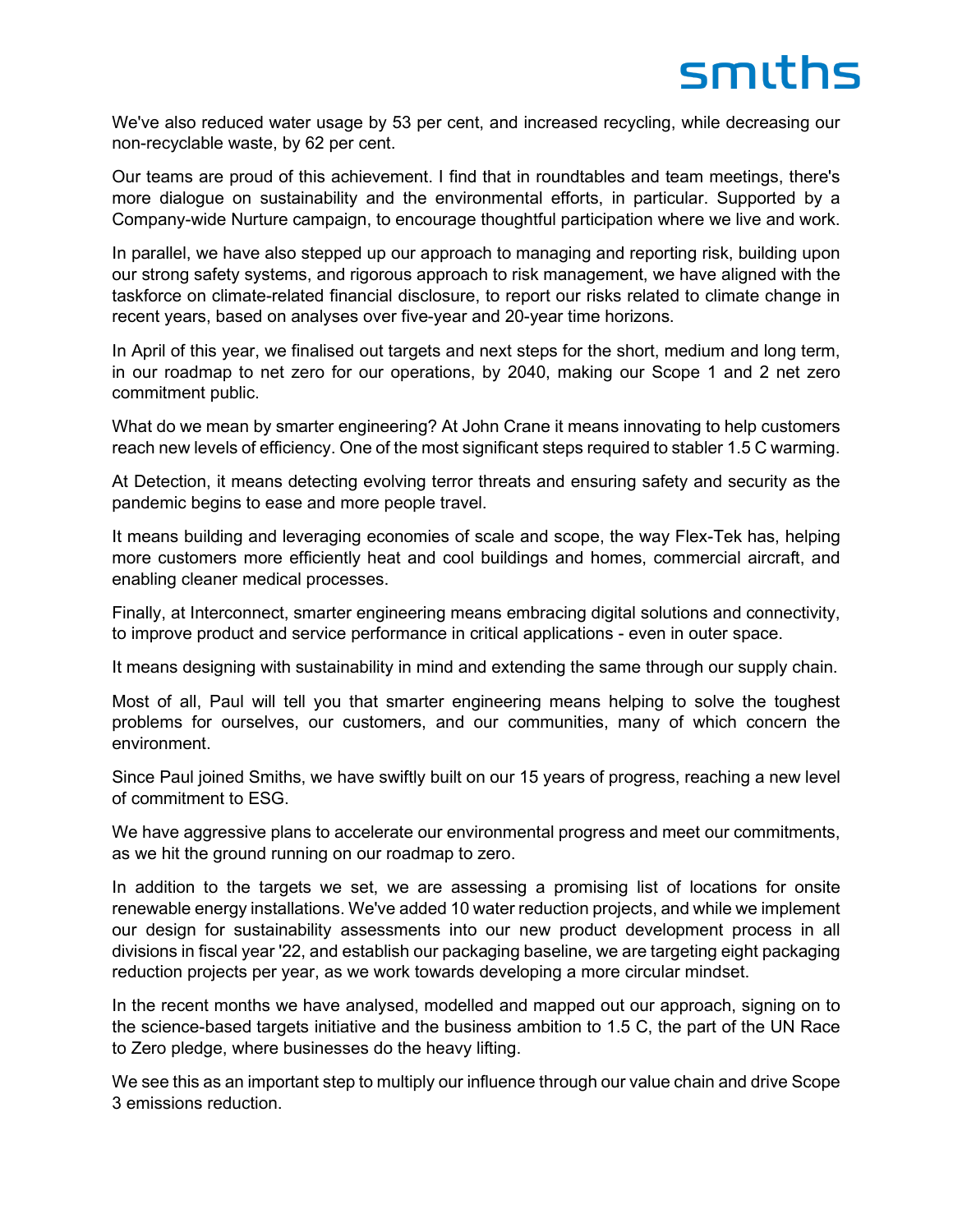We've also reduced water usage by 53 per cent, and increased recycling, while decreasing our non-recyclable waste, by 62 per cent.

Our teams are proud of this achievement. I find that in roundtables and team meetings, there's more dialogue on sustainability and the environmental efforts, in particular. Supported by a Company-wide Nurture campaign, to encourage thoughtful participation where we live and work.

In parallel, we have also stepped up our approach to managing and reporting risk, building upon our strong safety systems, and rigorous approach to risk management, we have aligned with the taskforce on climate-related financial disclosure, to report our risks related to climate change in recent years, based on analyses over five-year and 20-year time horizons.

In April of this year, we finalised out targets and next steps for the short, medium and long term, in our roadmap to net zero for our operations, by 2040, making our Scope 1 and 2 net zero commitment public.

What do we mean by smarter engineering? At John Crane it means innovating to help customers reach new levels of efficiency. One of the most significant steps required to stabler 1.5 C warming.

At Detection, it means detecting evolving terror threats and ensuring safety and security as the pandemic begins to ease and more people travel.

It means building and leveraging economies of scale and scope, the way Flex-Tek has, helping more customers more efficiently heat and cool buildings and homes, commercial aircraft, and enabling cleaner medical processes.

Finally, at Interconnect, smarter engineering means embracing digital solutions and connectivity, to improve product and service performance in critical applications - even in outer space.

It means designing with sustainability in mind and extending the same through our supply chain.

Most of all, Paul will tell you that smarter engineering means helping to solve the toughest problems for ourselves, our customers, and our communities, many of which concern the environment.

Since Paul joined Smiths, we have swiftly built on our 15 years of progress, reaching a new level of commitment to ESG.

We have aggressive plans to accelerate our environmental progress and meet our commitments, as we hit the ground running on our roadmap to zero.

In addition to the targets we set, we are assessing a promising list of locations for onsite renewable energy installations. We've added 10 water reduction projects, and while we implement our design for sustainability assessments into our new product development process in all divisions in fiscal year '22, and establish our packaging baseline, we are targeting eight packaging reduction projects per year, as we work towards developing a more circular mindset.

In the recent months we have analysed, modelled and mapped out our approach, signing on to the science-based targets initiative and the business ambition to 1.5 C, the part of the UN Race to Zero pledge, where businesses do the heavy lifting.

We see this as an important step to multiply our influence through our value chain and drive Scope 3 emissions reduction.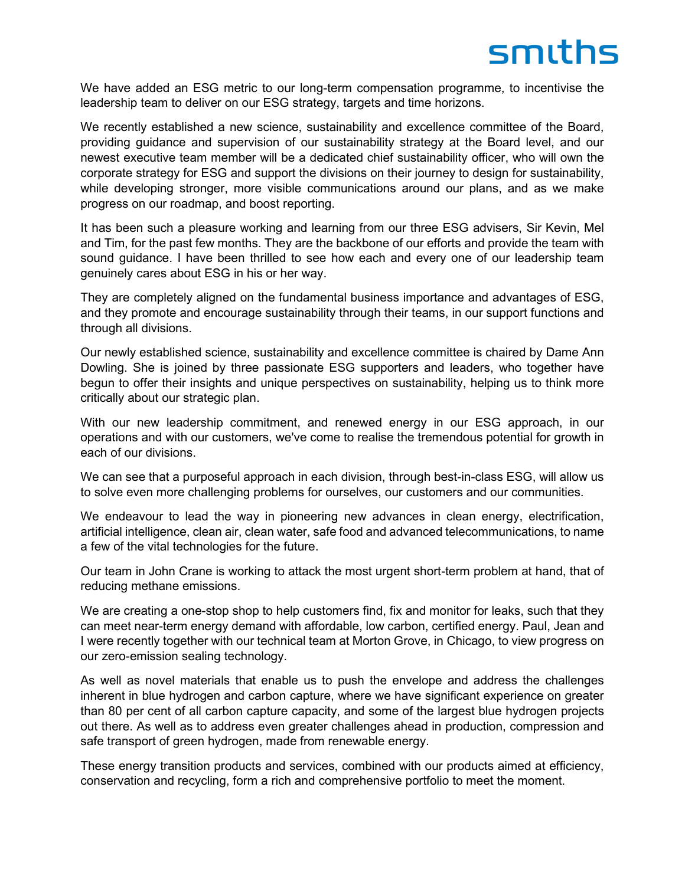We have added an ESG metric to our long-term compensation programme, to incentivise the leadership team to deliver on our ESG strategy, targets and time horizons.

We recently established a new science, sustainability and excellence committee of the Board, providing guidance and supervision of our sustainability strategy at the Board level, and our newest executive team member will be a dedicated chief sustainability officer, who will own the corporate strategy for ESG and support the divisions on their journey to design for sustainability, while developing stronger, more visible communications around our plans, and as we make progress on our roadmap, and boost reporting.

It has been such a pleasure working and learning from our three ESG advisers, Sir Kevin, Mel and Tim, for the past few months. They are the backbone of our efforts and provide the team with sound guidance. I have been thrilled to see how each and every one of our leadership team genuinely cares about ESG in his or her way.

They are completely aligned on the fundamental business importance and advantages of ESG, and they promote and encourage sustainability through their teams, in our support functions and through all divisions.

Our newly established science, sustainability and excellence committee is chaired by Dame Ann Dowling. She is joined by three passionate ESG supporters and leaders, who together have begun to offer their insights and unique perspectives on sustainability, helping us to think more critically about our strategic plan.

With our new leadership commitment, and renewed energy in our ESG approach, in our operations and with our customers, we've come to realise the tremendous potential for growth in each of our divisions.

We can see that a purposeful approach in each division, through best-in-class ESG, will allow us to solve even more challenging problems for ourselves, our customers and our communities.

We endeavour to lead the way in pioneering new advances in clean energy, electrification, artificial intelligence, clean air, clean water, safe food and advanced telecommunications, to name a few of the vital technologies for the future.

Our team in John Crane is working to attack the most urgent short-term problem at hand, that of reducing methane emissions.

We are creating a one-stop shop to help customers find, fix and monitor for leaks, such that they can meet near-term energy demand with affordable, low carbon, certified energy. Paul, Jean and I were recently together with our technical team at Morton Grove, in Chicago, to view progress on our zero-emission sealing technology.

As well as novel materials that enable us to push the envelope and address the challenges inherent in blue hydrogen and carbon capture, where we have significant experience on greater than 80 per cent of all carbon capture capacity, and some of the largest blue hydrogen projects out there. As well as to address even greater challenges ahead in production, compression and safe transport of green hydrogen, made from renewable energy.

These energy transition products and services, combined with our products aimed at efficiency, conservation and recycling, form a rich and comprehensive portfolio to meet the moment.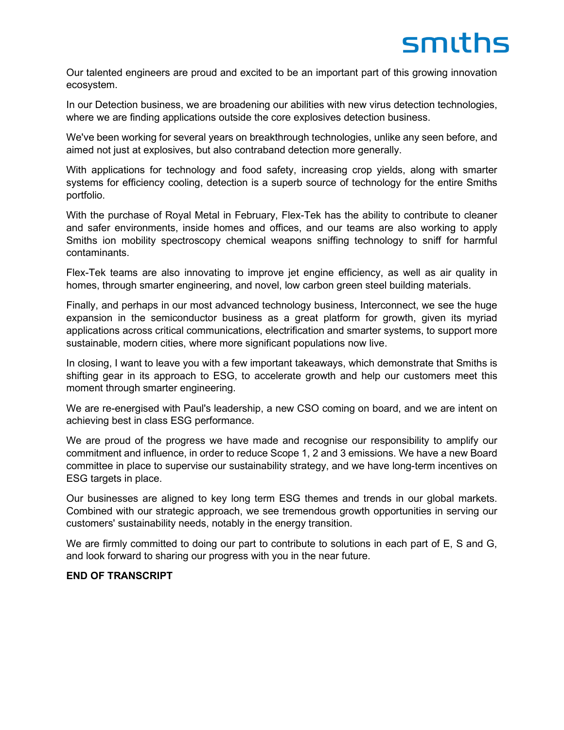Our talented engineers are proud and excited to be an important part of this growing innovation ecosystem.

In our Detection business, we are broadening our abilities with new virus detection technologies, where we are finding applications outside the core explosives detection business.

We've been working for several years on breakthrough technologies, unlike any seen before, and aimed not just at explosives, but also contraband detection more generally.

With applications for technology and food safety, increasing crop yields, along with smarter systems for efficiency cooling, detection is a superb source of technology for the entire Smiths portfolio.

With the purchase of Royal Metal in February, Flex-Tek has the ability to contribute to cleaner and safer environments, inside homes and offices, and our teams are also working to apply Smiths ion mobility spectroscopy chemical weapons sniffing technology to sniff for harmful contaminants.

Flex-Tek teams are also innovating to improve jet engine efficiency, as well as air quality in homes, through smarter engineering, and novel, low carbon green steel building materials.

Finally, and perhaps in our most advanced technology business, Interconnect, we see the huge expansion in the semiconductor business as a great platform for growth, given its myriad applications across critical communications, electrification and smarter systems, to support more sustainable, modern cities, where more significant populations now live.

In closing, I want to leave you with a few important takeaways, which demonstrate that Smiths is shifting gear in its approach to ESG, to accelerate growth and help our customers meet this moment through smarter engineering.

We are re-energised with Paul's leadership, a new CSO coming on board, and we are intent on achieving best in class ESG performance.

We are proud of the progress we have made and recognise our responsibility to amplify our commitment and influence, in order to reduce Scope 1, 2 and 3 emissions. We have a new Board committee in place to supervise our sustainability strategy, and we have long-term incentives on ESG targets in place.

Our businesses are aligned to key long term ESG themes and trends in our global markets. Combined with our strategic approach, we see tremendous growth opportunities in serving our customers' sustainability needs, notably in the energy transition.

We are firmly committed to doing our part to contribute to solutions in each part of E, S and G, and look forward to sharing our progress with you in the near future.

**END OF TRANSCRIPT**